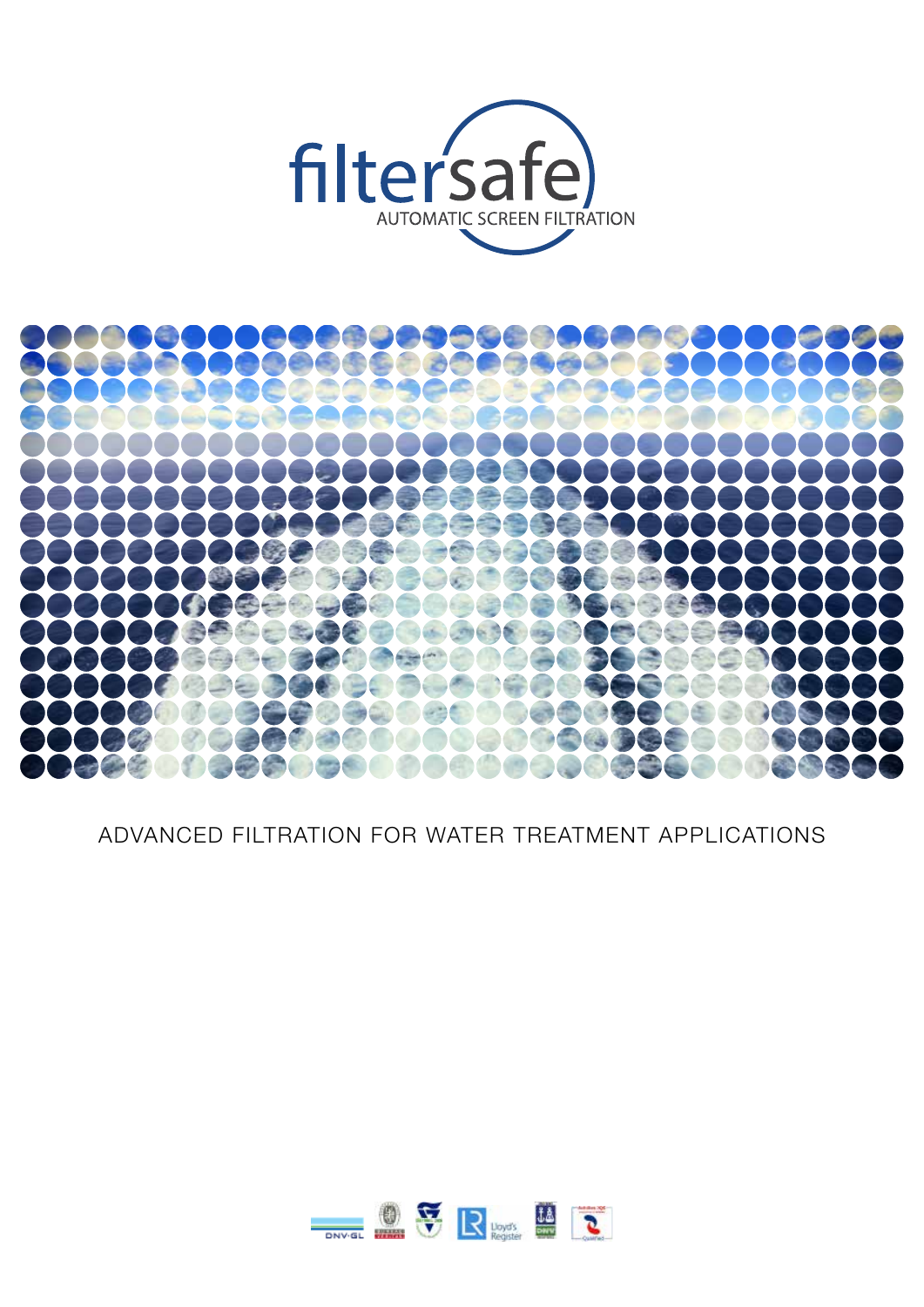# filtersafe

AUTOMATIC SCREEN FILTRATION

ADVANCED FILTRATION FOR WATER TREATMENT APPLICATIONS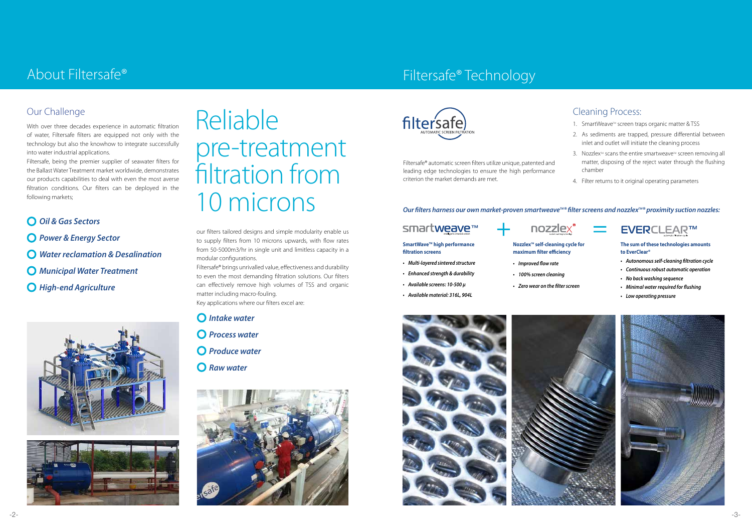# About Filtersafe®

## Our Challenge

With over three decades experience in automatic filtration of water, Filtersafe filters are equipped not only with the technology but also the knowhow to integrate successfully into water industrial applications.

Filtersafe, being the premier supplier of seawater filters for the Ballast Water Treatment market worldwide, demonstrates our products capabilities to deal with even the most averse filtration conditions. Our filters can be deployed in the following markets;

- ***Oil & Gas Sectors***
- ***Power & Energy Sector***
- ***Water reclamation & Desalination***
- ***Municipal Water Treatment***
- ***High-end Agriculture***

# Reliable pre-treatment filtration from 10 microns

our filters tailored designs and simple modularity enable us to supply filters from 10 microns upwards, with flow rates from 50-5000m3/hr in single unit and limitless capacity in a modular configurations.

Filtersafe® brings unrivalled value, effectiveness and durability to even the most demanding filtration solutions. Our filters can effectively remove high volumes of TSS and organic matter including macro-fouling.

Key applications where our filters excel are:

- ***Intake water***
- ***Process water***
- ***Produce water***
- ***Raw water***

# Filtersafe® Technology

filtersafe AUTOMATIC SCREEN FILTRATION

Filtersafe® automatic screen filters utilize unique, patented and leading edge technologies to ensure the high performance criterion the market demands are met.

## Cleaning Process:

1. SmartWeave™ screen traps organic matter & TSS
2. As sediments are trapped, pressure differential between inlet and outlet will initiate the cleaning process
3. Nozzlex™ scans the entire smartweave™ screen removing all matter, disposing of the reject water through the flushing chamber
4. Filter returns to it original operating parameters

***Our filters harness our own market-proven smartweave™® filter screens and nozzlex™® proximity suction nozzles:***

smartweave™ + nozzlex® = EVERCLEAR™

**SmartWave™ high performance filtration screens**

- *Multi-layered sintered structure*
- *Enhanced strength & durability*
- *Available screens: 10-500 µ*
- *Available material: 316L, 904L*

**Nozzlex™ self-cleaning cycle for maximum filter efficiency**

- *Improved flow rate*
- *100% screen cleaning*
- *Zero wear on the filter screen*

**The sum of these technologies amounts to EverClear®**

- *Autonomous self-cleaning filtration cycle*
- *Continuous robust automatic operation*
- *No back washing sequence*
- *Minimal water required for flushing*
- *Low operating pressure*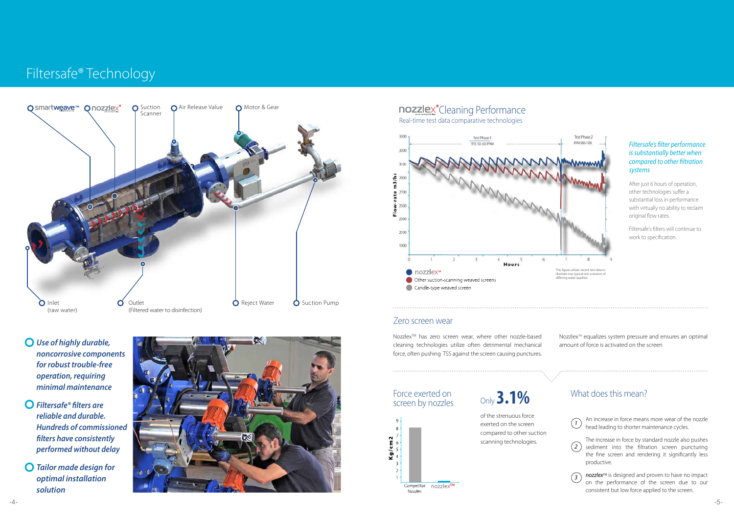# Filtersafe® Technology

smartweave™ nozzlex® Suction Scanner Air Release Value Motor & Gear

Inlet (raw water) Outlet (Filtered water to disinfection) Reject Water Suction Pump

- ***Use of highly durable, noncorrosive components for robust trouble-free operation, requiring minimal maintenance***
- ***Filtersafe® filters are reliable and durable. Hundreds of commissioned filters have consistently performed without delay***
- ***Tailor made design for optimal installation solution***

## nozzlex® Cleaning Performance

Real-time test data comparative technologies

Test Phase 1 TSS 50-60 PPM — Test Phase 2 PPM 80-100

Flow-rate m3/hr — Hours

- nozzlex™
- Other suction-scanning weaved screens
- Candle-type weaved screen

This figure utilizes recent test data to illustrate two typical test scenarios of differing water qualities.

*Filtersafe's filter performance is substantially better when compared to other filtration systems*

After just 6 hours of operation, other technologies suffer a substantial loss in performance with virtually no ability to reclaim original flow rates.

Filtersafe's filters will continue to work to specification.

## Zero screen wear

Nozzlex™ has zero screen wear, where other nozzle-based cleaning technologies utilize often detrimental mechanical force, often pushing TSS against the screen causing punctures.

Nozzlex™ equalizes system pressure and ensures an optimal amount of force is activated on the screen

## Force exerted on screen by nozzles

Kg/cm2 — Competitor Nozzles — nozzlex™

Only **3.1%**

of the strenuous force exerted on the screen compared to other suction scanning technologies.

## What does this mean?

1. An increase in force means more wear of the nozzle head leading to shorter maintenance cycles.
2. The increase in force by standard nozzle also pushes sediment into the filtration screen puncturing the fine screen and rendering it significantly less productive.
3. ***nozzlex***™ is designed and proven to have no impact on the performance of the screen due to our consistent but low force applied to the screen.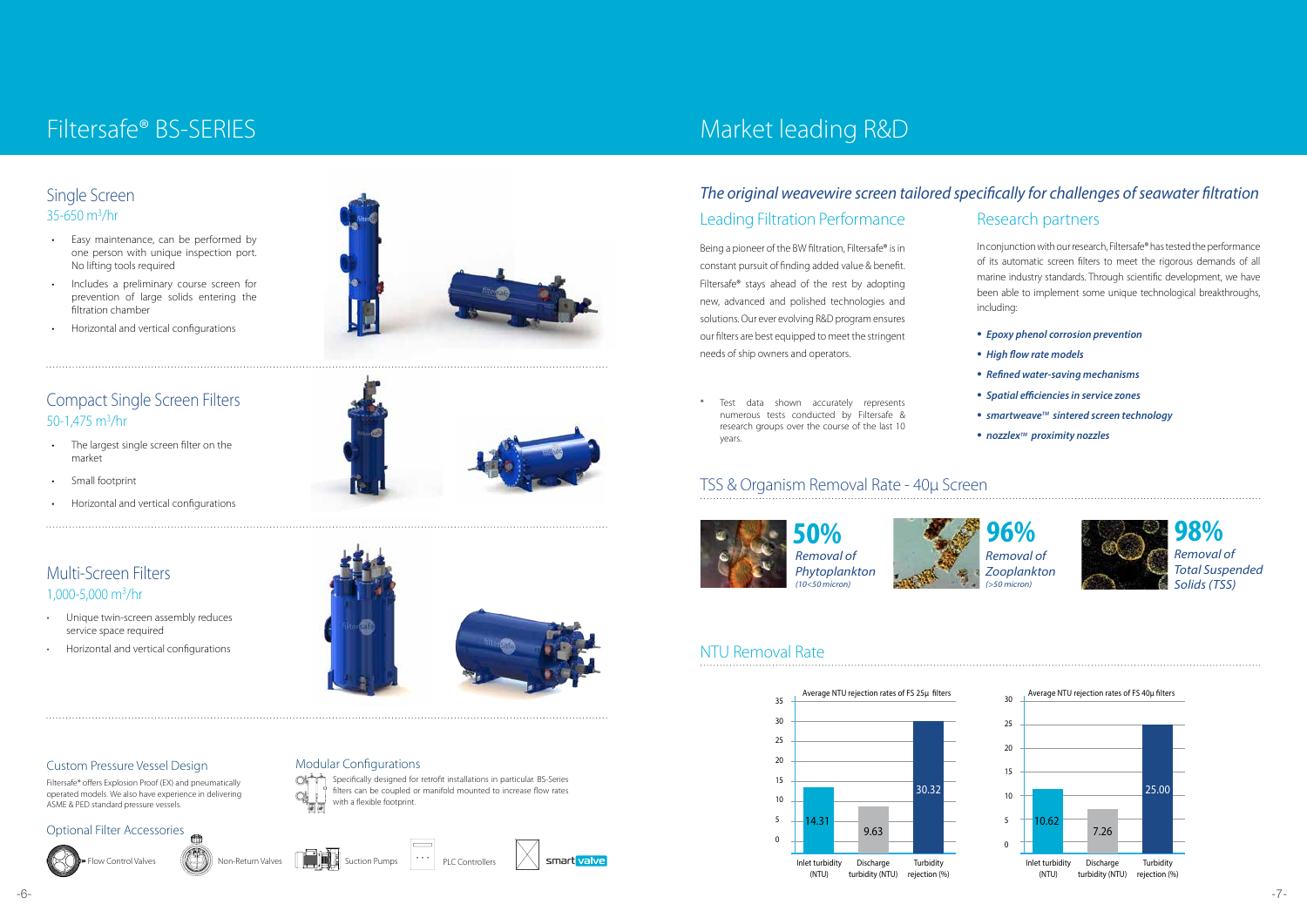# Filtersafe® BS-SERIES

## Single Screen

35-650 $m^3$/hr

- Easy maintenance, can be performed by one person with unique inspection port. No lifting tools required
- Includes a preliminary course screen for prevention of large solids entering the filtration chamber
- Horizontal and vertical configurations

## Compact Single Screen Filters

50-1,475 $m^3$/hr

- The largest single screen filter on the market
- Small footprint
- Horizontal and vertical configurations

## Multi-Screen Filters

1,000-5,000 $m^3$/hr

- Unique twin-screen assembly reduces service space required
- Horizontal and vertical configurations

### Custom Pressure Vessel Design

Filtersafe® offers Explosion Proof (EX) and pneumatically operated models. We also have experience in delivering ASME & PED standard pressure vessels.

### Modular Configurations

Specifically designed for retrofit installations in particular. BS-Series filters can be coupled or manifold mounted to increase flow rates with a flexible footprint.

### Optional Filter Accessories

Flow Control Valves · Non-Return Valves · Suction Pumps · PLC Controllers · smart valve

# Market leading R&D

*The original weavewire screen tailored specifically for challenges of seawater filtration*

## Leading Filtration Performance

Being a pioneer of the BW filtration, Filtersafe® is in constant pursuit of finding added value & benefit. Filtersafe® stays ahead of the rest by adopting new, advanced and polished technologies and solutions. Our ever evolving R&D program ensures our filters are best equipped to meet the stringent needs of ship owners and operators.

\* Test data shown accurately represents numerous tests conducted by Filtersafe & research groups over the course of the last 10 years.

## Research partners

In conjunction with our research, Filtersafe® has tested the performance of its automatic screen filters to meet the rigorous demands of all marine industry standards. Through scientific development, we have been able to implement some unique technological breakthroughs, including:

- ***Epoxy phenol corrosion prevention***
- ***High flow rate models***
- ***Refined water-saving mechanisms***
- ***Spatial efficiencies in service zones***
- ***smartweave™ sintered screen technology***
- ***nozzlex™ proximity nozzles***

## TSS & Organism Removal Rate - 40µ Screen

**50%** *Removal of Phytoplankton* *(10<50 micron)*

**96%** *Removal of Zooplankton* *(>50 micron)*

**98%** *Removal of Total Suspended Solids (TSS)*

## NTU Removal Rate

Average NTU rejection rates of FS 25µ filters

| Inlet turbidity (NTU) | Discharge turbidity (NTU) | Turbidity rejection (%) |
|---|---|---|
| 14.31 | 9.63 | 30.32 |

Average NTU rejection rates of FS 40µ filters

| Inlet turbidity (NTU) | Discharge turbidity (NTU) | Turbidity rejection (%) |
|---|---|---|
| 10.62 | 7.26 | 25.00 |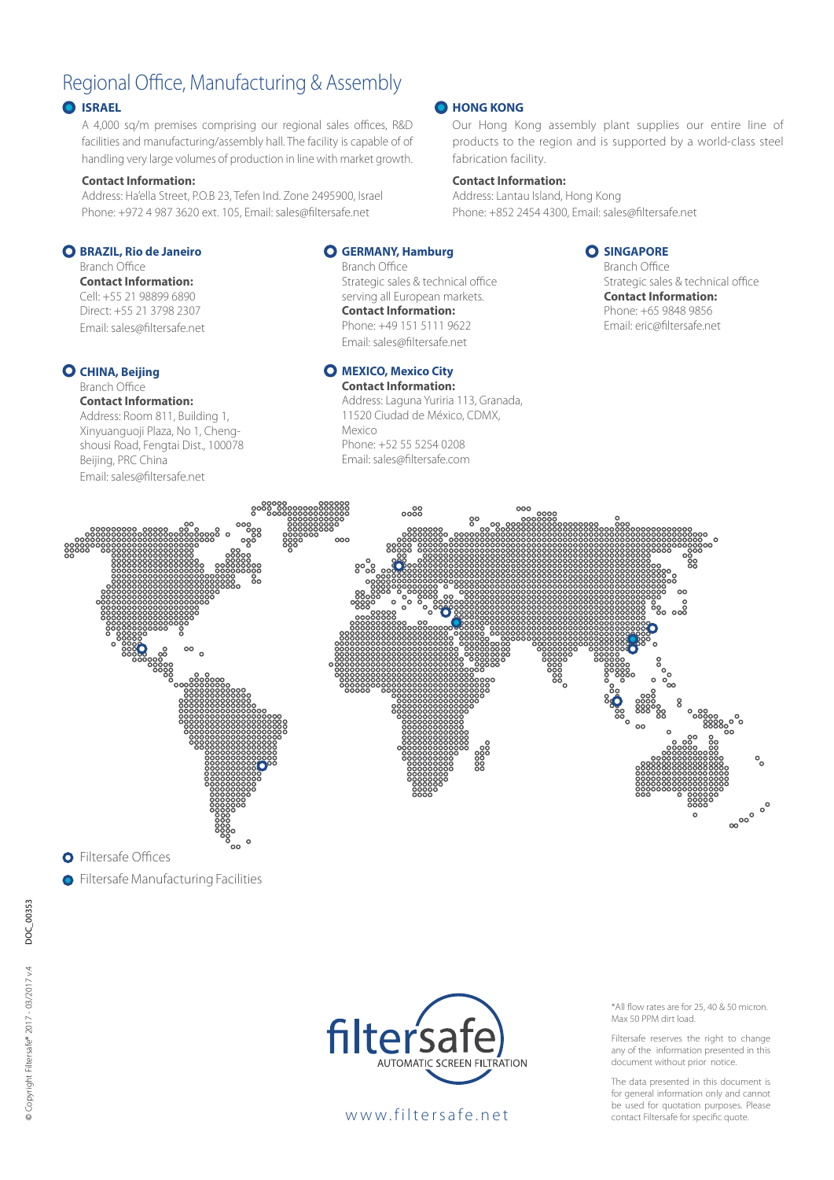# Regional Office, Manufacturing & Assembly

## ISRAEL

A 4,000 sq/m premises comprising our regional sales offices, R&D facilities and manufacturing/assembly hall. The facility is capable of of handling very large volumes of production in line with market growth.

**Contact Information:**
Address: Ha'ella Street, P.O.B 23, Tefen Ind. Zone 2495900, Israel
Phone: +972 4 987 3620 ext. 105, Email: sales@filtersafe.net

## HONG KONG

Our Hong Kong assembly plant supplies our entire line of products to the region and is supported by a world-class steel fabrication facility.

**Contact Information:**
Address: Lantau Island, Hong Kong
Phone: +852 2454 4300, Email: sales@filtersafe.net

### BRAZIL, Rio de Janeiro

Branch Office
**Contact Information:**
Cell: +55 21 98899 6890
Direct: +55 21 3798 2307
Email: sales@filtersafe.net

### CHINA, Beijing

Branch Office
**Contact Information:**
Address: Room 811, Building 1, Xinyuanguoji Plaza, No 1, Cheng-shousi Road, Fengtai Dist., 100078 Beijing, PRC China
Email: sales@filtersafe.net

### GERMANY, Hamburg

Branch Office
Strategic sales & technical office serving all European markets.
**Contact Information:**
Phone: +49 151 5111 9622
Email: sales@filtersafe.net

### MEXICO, Mexico City

**Contact Information:**
Address: Laguna Yuriria 113, Granada, 11520 Ciudad de México, CDMX, Mexico
Phone: +52 55 5254 0208
Email: sales@filtersafe.com

### SINGAPORE

Branch Office
Strategic sales & technical office
**Contact Information:**
Phone: +65 9848 9856
Email: eric@filtersafe.net

Filtersafe Offices
Filtersafe Manufacturing Facilities

DOC_00353

© Copyright Filtersafe® 2017 - 03/2017 v.4

filtersafe
AUTOMATIC SCREEN FILTRATION

www.filtersafe.net

*All flow rates are for 25, 40 & 50 micron. Max 50 PPM dirt load.

Filtersafe reserves the right to change any of the information presented in this document without prior notice.

The data presented in this document is for general information only and cannot be used for quotation purposes. Please contact Filtersafe for specific quote.